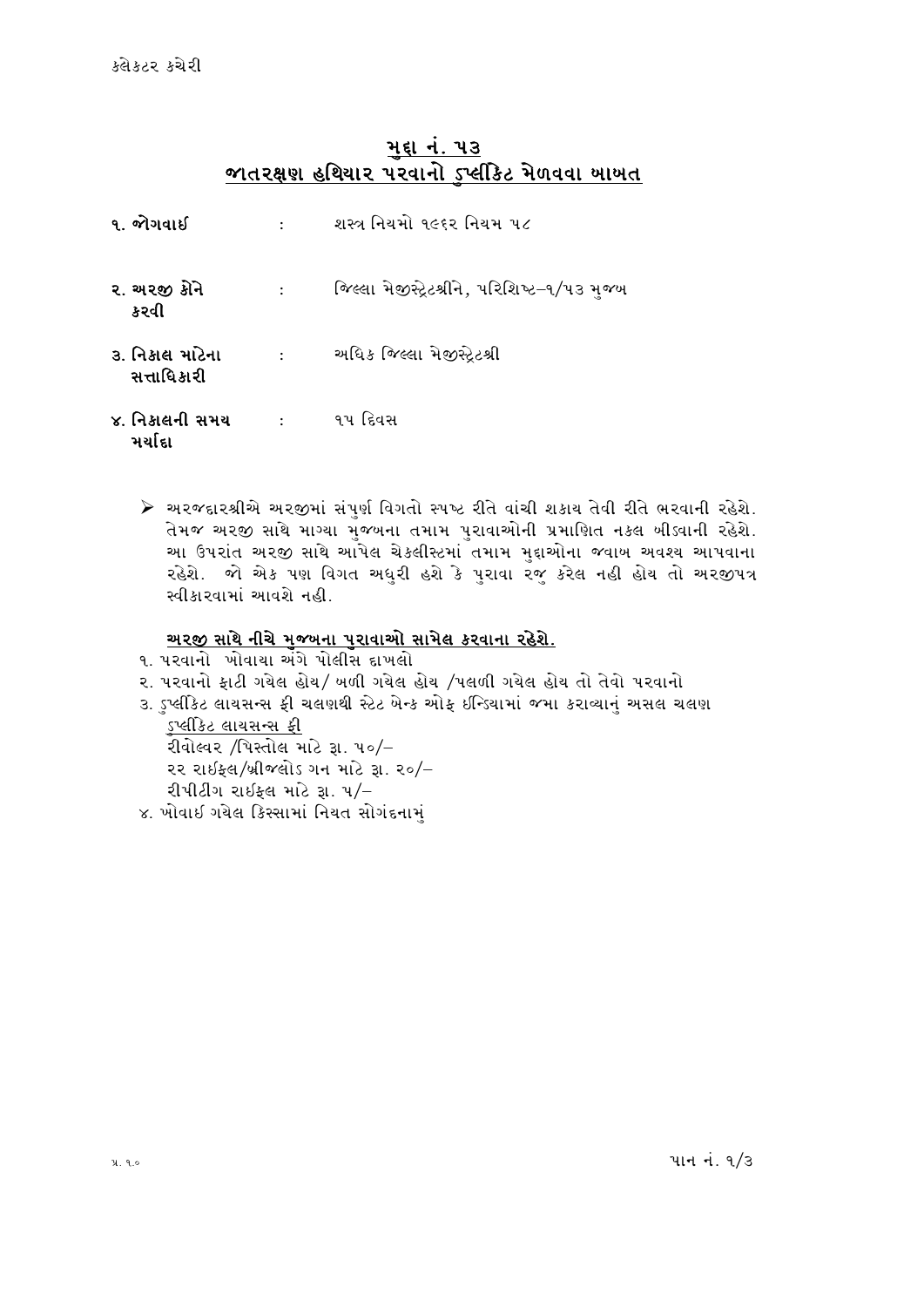કલેકટર કચેરી

## મુદ્દા નં. ૫૩
## જાતરક્ષણ હથિયાર પરવાનો ડુપ્લીકેટ મેળવવા બાબત

**૧. જોગવાઈ** : શસ્ત્ર નિયમો ૧૯૬૨ નિયમ ૫૮

**૨. અરજી કોને કરવી** : જિલ્લા મેજીસ્ટ્રેટશ્રીને, પરિશિષ્ટ–૧/૫૩ મુજબ

**૩. નિકાલ માટેના સત્તાધિકારી** : અધિક જિલ્લા મેજીસ્ટ્રેટશ્રી

**૪. નિકાલની સમય મર્યાદા** : ૧૫ દિવસ

- અરજદારશ્રીએ અરજીમાં સંપુર્ણ વિગતો સ્પષ્ટ રીતે વાંચી શકાય તેવી રીતે ભરવાની રહેશે. તેમજ અરજી સાથે માગ્યા મુજબના તમામ પુરાવાઓની પ્રમાણિત નકલ બીડવાની રહેશે. આ ઉપરાંત અરજી સાથે આપેલ ચેકલીસ્ટમાં તમામ મુદ્દાઓના જવાબ અવશ્ય આપવાના રહેશે. જો એક પણ વિગત અધુરી હશે કે પુરાવા રજુ કરેલ નહી હોય તો અરજીપત્ર સ્વીકારવામાં આવશે નહી.

**અરજી સાથે નીચે મુજબના પુરાવાઓ સામેલ કરવાના રહેશે.**

૧. પરવાનો ખોવાયા અંગે પોલીસ દાખલો
૨. પરવાનો ફાટી ગયેલ હોય/ બળી ગયેલ હોય /પલળી ગયેલ હોય તો તેવો પરવાનો
૩. ડુપ્લીકેટ લાયસન્સ ફી ચલણથી સ્ટેટ બેન્ક ઓફ ઈન્ડિયામાં જમા કરાવ્યાનું અસલ ચલણ
ડુપ્લીકેટ લાયસન્સ ફી
રીવોલ્વર /પિસ્તોલ માટે રૂા. ૫૦/–
૨૨ રાઈફલ/બ્રીજલોડ ગન માટે રૂા. ૨૦/–
રીપીટીંગ રાઈફલ માટે રૂા. ૫/–
૪. ખોવાઈ ગયેલ કિસ્સામાં નિયત સોગંદનામું

પ્ર. ૧.૦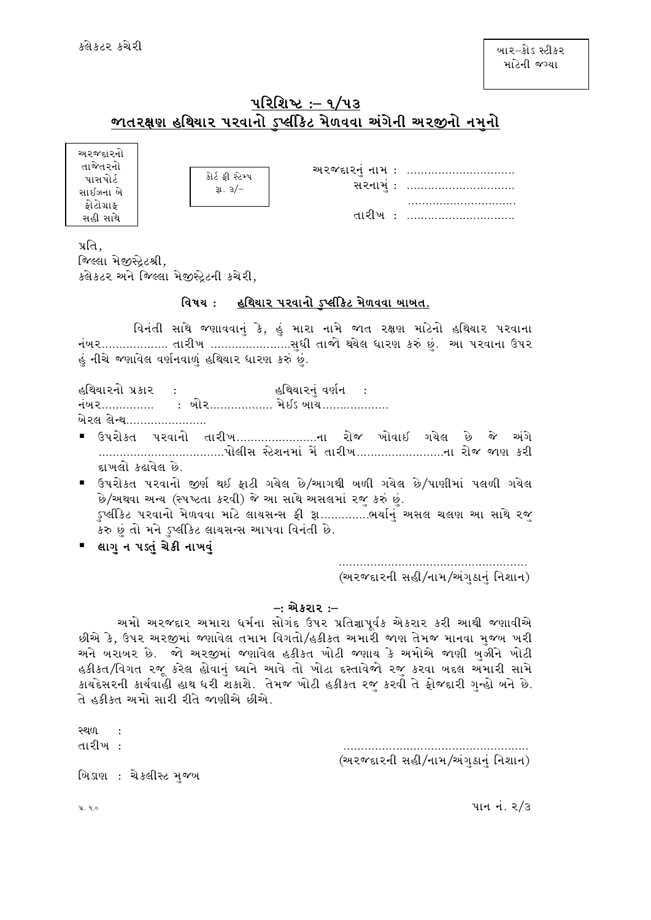કલેકટર કચેરી

બાર–કોડ સ્ટીકર માટેની જગ્યા

## પરિશિષ્ટ :– ૧/૫૩

## જાતરક્ષણ હથિયાર પરવાનો ડુપ્લીકેટ મેળવવા અંગેની અરજીનો નમુનો

અરજદારનો તાજેતરનો પાસપોર્ટ સાઈઝના બે ફોટોગ્રાફ સહી સાથે

કોર્ટ ફી સ્ટેમ્પ રૂા. ૩/–

અરજદારનું નામ : ...............................

સરનામું : ...............................

...............................

તારીખ : ...............................

પ્રતિ,
જિલ્લા મેજીસ્ટ્રેટશ્રી,
કલેકટર અને જિલ્લા મેજીસ્ટ્રેટની કચેરી,

**વિષય : હથિયાર પરવાનો ડુપ્લીકેટ મેળવવા બાબત.**

વિનંતી સાથે જણાવવાનું કે, હું મારા નામે જાત રક્ષણ માટેનો હથિયાર પરવાના નંબર................... તારીખ .......................સુધી તાજો થયેલ ધારણ કરું છું. આ પરવાના ઉપર હું નીચે જણાવેલ વર્ણનવાળું હથિયાર ધારણ કરું છું.

હથિયારનો પ્રકાર : હથિયારનું વર્ણન :
નંબર............... : બોર.................. મેઈડ બાય...................
બેરલ લેન્થ.......................

- ઉપરોકત પરવાનો તારીખ.......................ના રોજ ખોવાઈ ગયેલ છે જે અંગે ...................................પોલીસ સ્ટેશનમાં મેં તારીખ.........................ના રોજ જાણ કરી દાખલો કઢાવેલ છે.
- ઉપરોકત પરવાનો જીર્ણ થઈ ફાટી ગયેલ છે/આગથી બળી ગયેલ છે/પાણીમાં પલળી ગયેલ છે/અથવા અન્ય (સ્પષ્ટતા કરવી) જે આ સાથે અસલમાં રજુ કરું છું.
  ડુપ્લીકેટ પરવાનો મેળવવા માટે લાયસન્સ ફી રૂા..............ભર્યાનું અસલ ચલણ આ સાથે રજુ કરુ છું તો મને ડુપ્લીકેટ લાયસન્સ આપવા વિનંતી છે.
- **લાગુ ન પડતું ચેકી નાખવું**

.....................................................
(અરજદારની સહી/નામ/અંગુઠાનું નિશાન)

### –: એકરાર :–

અમો અરજદાર અમારા ધર્મના સોગંદ ઉપર પ્રતિજ્ઞાપૂર્વક એકરાર કરી આથી જણાવીએ છીએ કે, ઉપર અરજીમાં જણાવેલ તમામ વિગતો/હકીકત અમારી જાણ તેમજ માનવા મુજબ ખરી અને બરાબર છે. જો અરજીમાં જણાવેલ હકીકત ખોટી જણાય કે અમોએ જાણી બુઝીને ખોટી હકીકત/વિગત રજૂ કરેલ હોવાનું ધ્યાને આવે તો ખોટા દસ્તાવેજો રજુ કરવા બદલ અમારી સામે કાયદેસરની કાર્યવાહી હાથ ધરી શકાશે. તેમજ ખોટી હકીકત રજુ કરવી તે ફોજદારી ગુન્હો બને છે. તે હકીકત અમો સારી રીતે જાણીએ છીએ.

સ્થળ :
તારીખ :

....................................................
(અરજદારની સહી/નામ/અંગુઠાનું નિશાન)

બિડાણ : ચેકલીસ્ટ મુજબ

પ્ર. ૧.૦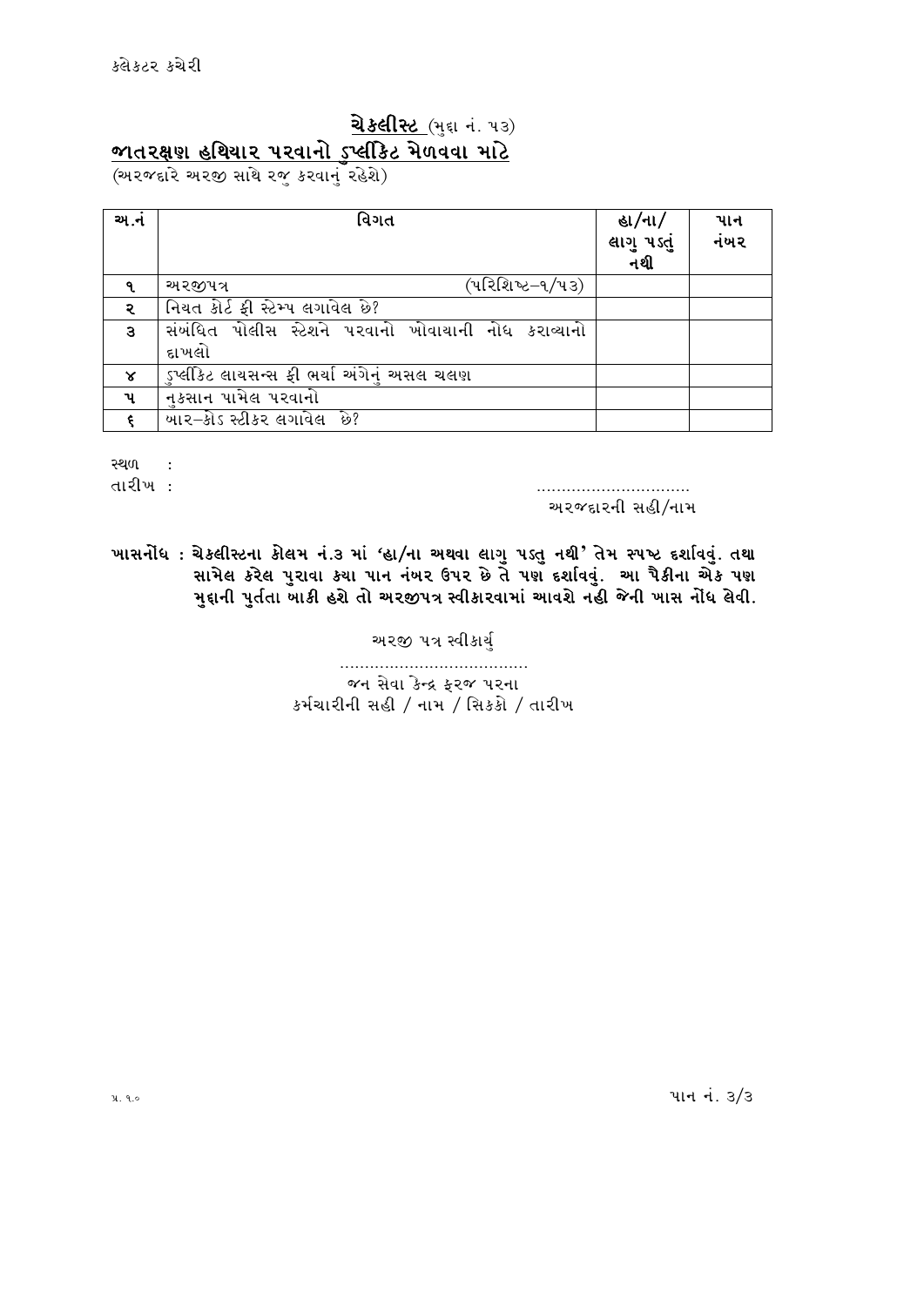કલેકટર કચેરી

## **ચેકલીસ્ટ** (મુદ્દા નં. ૫૩)

## **જાતરક્ષણ હથિયાર પરવાનો ડુપ્લીકેટ મેળવવા માટે**

(અરજદારે અરજી સાથે રજુ કરવાનું રહેશે)

| અ.નં | વિગત | હા/ના/ લાગુ પડતું નથી | પાન નંબર |
|---|---|---|---|
| ૧ | અરજીપત્ર (પરિશિષ્ટ–૧/૫૩) | | |
| ૨ | નિયત કોર્ટ ફી સ્ટેમ્પ લગાવેલ છે? | | |
| ૩ | સંબંધિત પોલીસ સ્ટેશને પરવાનો ખોવાયાની નોધ કરાવ્યાનો દાખલો | | |
| ૪ | ડુપ્લીકેટ લાયસન્સ ફી ભર્યા અંગેનું અસલ ચલણ | | |
| ૫ | નુકસાન પામેલ પરવાનો | | |
| ૬ | બાર–કોડ સ્ટીકર લગાવેલ છે? | | |

સ્થળ :

તારીખ :

...............................

અરજદારની સહી/નામ

**ખાસનોંધ : ચેકલીસ્ટના કોલમ નં.૩ માં 'હા/ના અથવા લાગુ પડતુ નથી' તેમ સ્પષ્ટ દર્શાવવું. તથા સામેલ કરેલ પુરાવા કયા પાન નંબર ઉપર છે તે પણ દર્શાવવું. આ પૈકીના એક પણ મુદ્દાની પુર્તતા બાકી હશે તો અરજીપત્ર સ્વીકારવામાં આવશે નહી જેની ખાસ નોંધ લેવી.**

અરજી પત્ર સ્વીકાર્યુ

......................................

જન સેવા કેન્દ્ર ફરજ પરના

કર્મચારીની સહી / નામ / સિકકો / તારીખ

પ્ર. ૧.૦